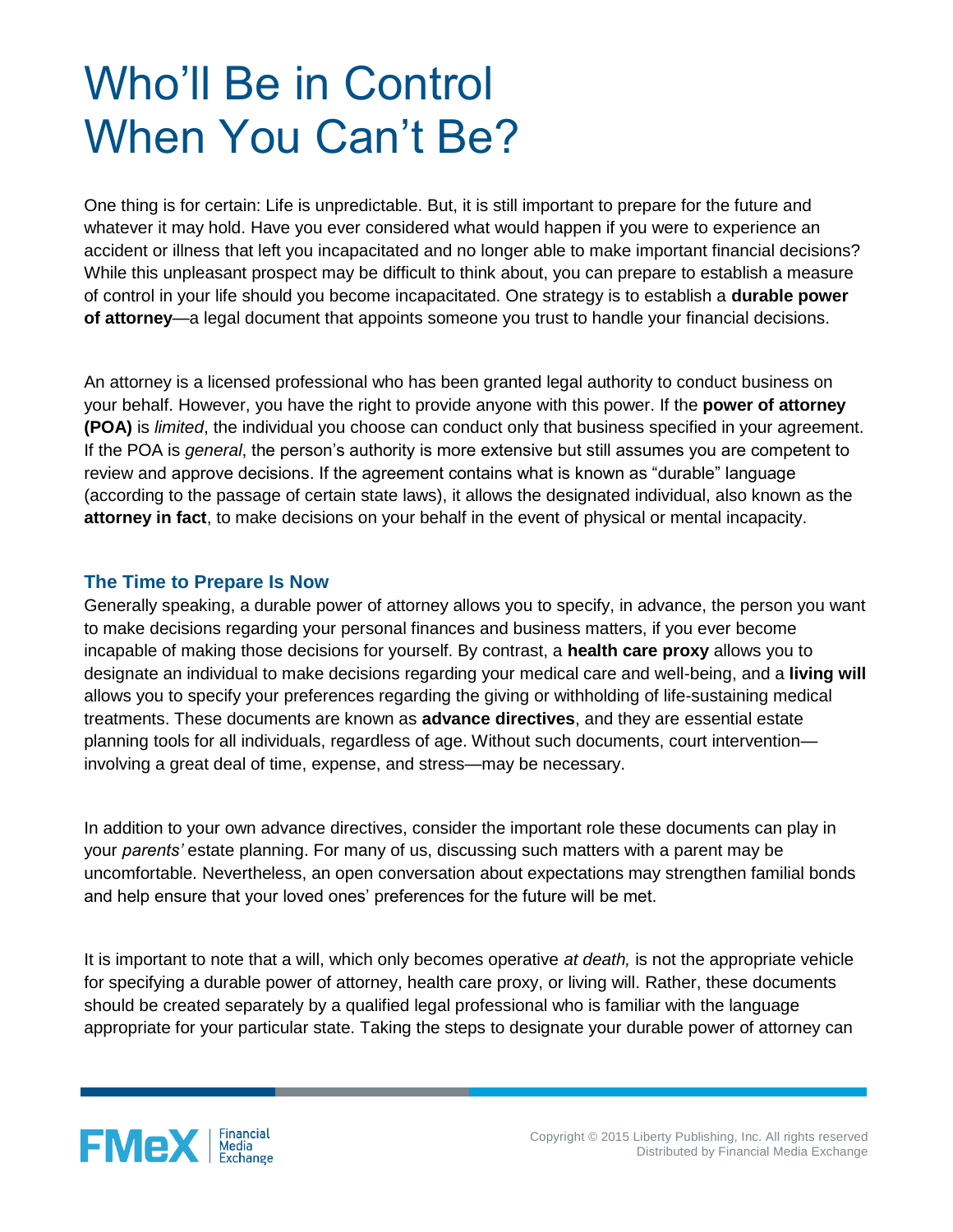# Who'll Be in Control When You Can't Be?

One thing is for certain: Life is unpredictable. But, it is still important to prepare for the future and whatever it may hold. Have you ever considered what would happen if you were to experience an accident or illness that left you incapacitated and no longer able to make important financial decisions? While this unpleasant prospect may be difficult to think about, you can prepare to establish a measure of control in your life should you become incapacitated. One strategy is to establish a **durable power of attorney**—a legal document that appoints someone you trust to handle your financial decisions.

An attorney is a licensed professional who has been granted legal authority to conduct business on your behalf. However, you have the right to provide anyone with this power. If the **power of attorney (POA)** is *limited*, the individual you choose can conduct only that business specified in your agreement. If the POA is *general*, the person's authority is more extensive but still assumes you are competent to review and approve decisions. If the agreement contains what is known as "durable" language (according to the passage of certain state laws), it allows the designated individual, also known as the **attorney in fact**, to make decisions on your behalf in the event of physical or mental incapacity.

## The Time to Prepare Is Now

Generally speaking, a durable power of attorney allows you to specify, in advance, the person you want to make decisions regarding your personal finances and business matters, if you ever become incapable of making those decisions for yourself. By contrast, a **health care proxy** allows you to designate an individual to make decisions regarding your medical care and well-being, and a **living will** allows you to specify your preferences regarding the giving or withholding of life-sustaining medical treatments. These documents are known as **advance directives**, and they are essential estate planning tools for all individuals, regardless of age. Without such documents, court intervention—involving a great deal of time, expense, and stress—may be necessary.

In addition to your own advance directives, consider the important role these documents can play in your *parents'* estate planning. For many of us, discussing such matters with a parent may be uncomfortable. Nevertheless, an open conversation about expectations may strengthen familial bonds and help ensure that your loved ones' preferences for the future will be met.

It is important to note that a will, which only becomes operative *at death,* is not the appropriate vehicle for specifying a durable power of attorney, health care proxy, or living will. Rather, these documents should be created separately by a qualified legal professional who is familiar with the language appropriate for your particular state. Taking the steps to designate your durable power of attorney can

Copyright © 2015 Liberty Publishing, Inc. All rights reserved
Distributed by Financial Media Exchange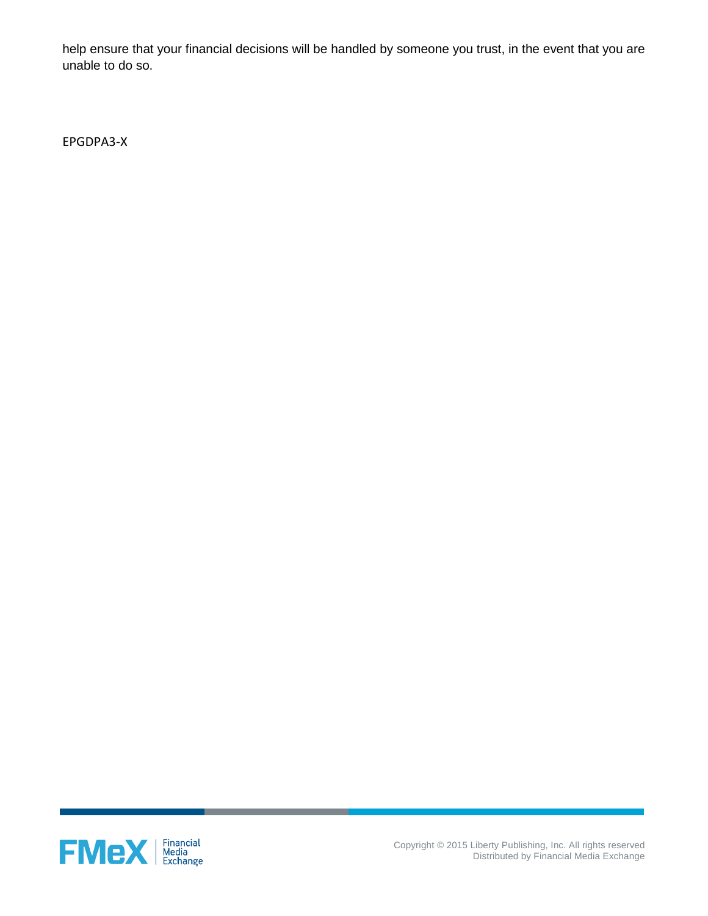help ensure that your financial decisions will be handled by someone you trust, in the event that you are unable to do so.

EPGDPA3-X